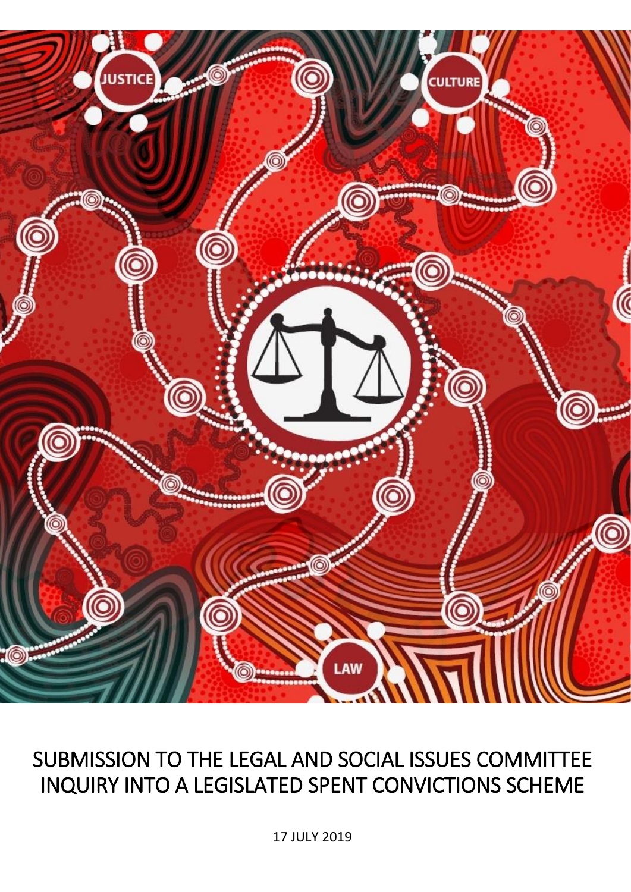# SUBMISSION TO THE LEGAL AND SOCIAL ISSUES COMMITTEE INQUIRY INTO A LEGISLATED SPENT CONVICTIONS SCHEME

17 JULY 2019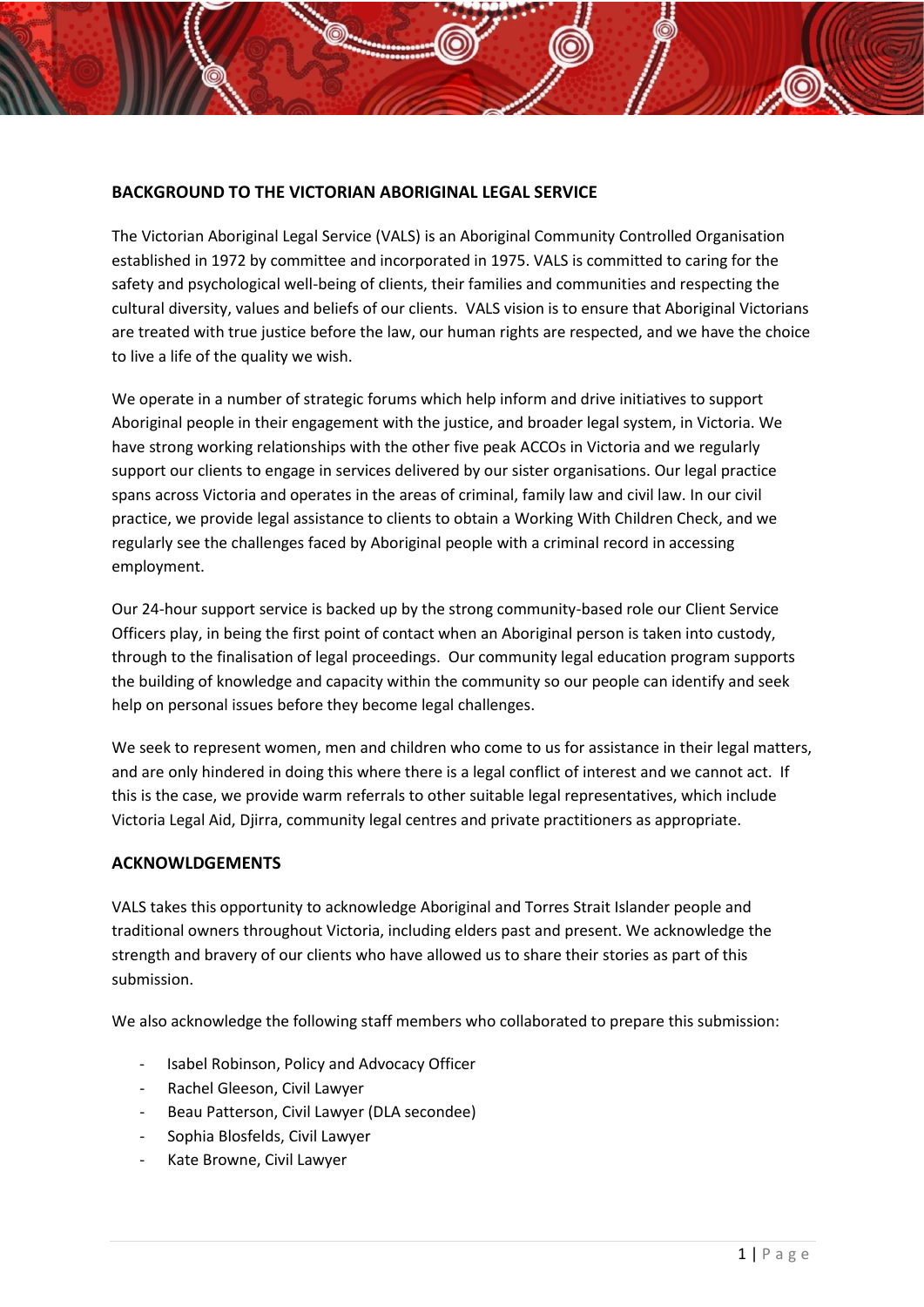## BACKGROUND TO THE VICTORIAN ABORIGINAL LEGAL SERVICE

The Victorian Aboriginal Legal Service (VALS) is an Aboriginal Community Controlled Organisation established in 1972 by committee and incorporated in 1975. VALS is committed to caring for the safety and psychological well-being of clients, their families and communities and respecting the cultural diversity, values and beliefs of our clients. VALS vision is to ensure that Aboriginal Victorians are treated with true justice before the law, our human rights are respected, and we have the choice to live a life of the quality we wish.

We operate in a number of strategic forums which help inform and drive initiatives to support Aboriginal people in their engagement with the justice, and broader legal system, in Victoria. We have strong working relationships with the other five peak ACCOs in Victoria and we regularly support our clients to engage in services delivered by our sister organisations. Our legal practice spans across Victoria and operates in the areas of criminal, family law and civil law. In our civil practice, we provide legal assistance to clients to obtain a Working With Children Check, and we regularly see the challenges faced by Aboriginal people with a criminal record in accessing employment.

Our 24-hour support service is backed up by the strong community-based role our Client Service Officers play, in being the first point of contact when an Aboriginal person is taken into custody, through to the finalisation of legal proceedings. Our community legal education program supports the building of knowledge and capacity within the community so our people can identify and seek help on personal issues before they become legal challenges.

We seek to represent women, men and children who come to us for assistance in their legal matters, and are only hindered in doing this where there is a legal conflict of interest and we cannot act. If this is the case, we provide warm referrals to other suitable legal representatives, which include Victoria Legal Aid, Djirra, community legal centres and private practitioners as appropriate.

## ACKNOWLDGEMENTS

VALS takes this opportunity to acknowledge Aboriginal and Torres Strait Islander people and traditional owners throughout Victoria, including elders past and present. We acknowledge the strength and bravery of our clients who have allowed us to share their stories as part of this submission.

We also acknowledge the following staff members who collaborated to prepare this submission:

- Isabel Robinson, Policy and Advocacy Officer
- Rachel Gleeson, Civil Lawyer
- Beau Patterson, Civil Lawyer (DLA secondee)
- Sophia Blosfelds, Civil Lawyer
- Kate Browne, Civil Lawyer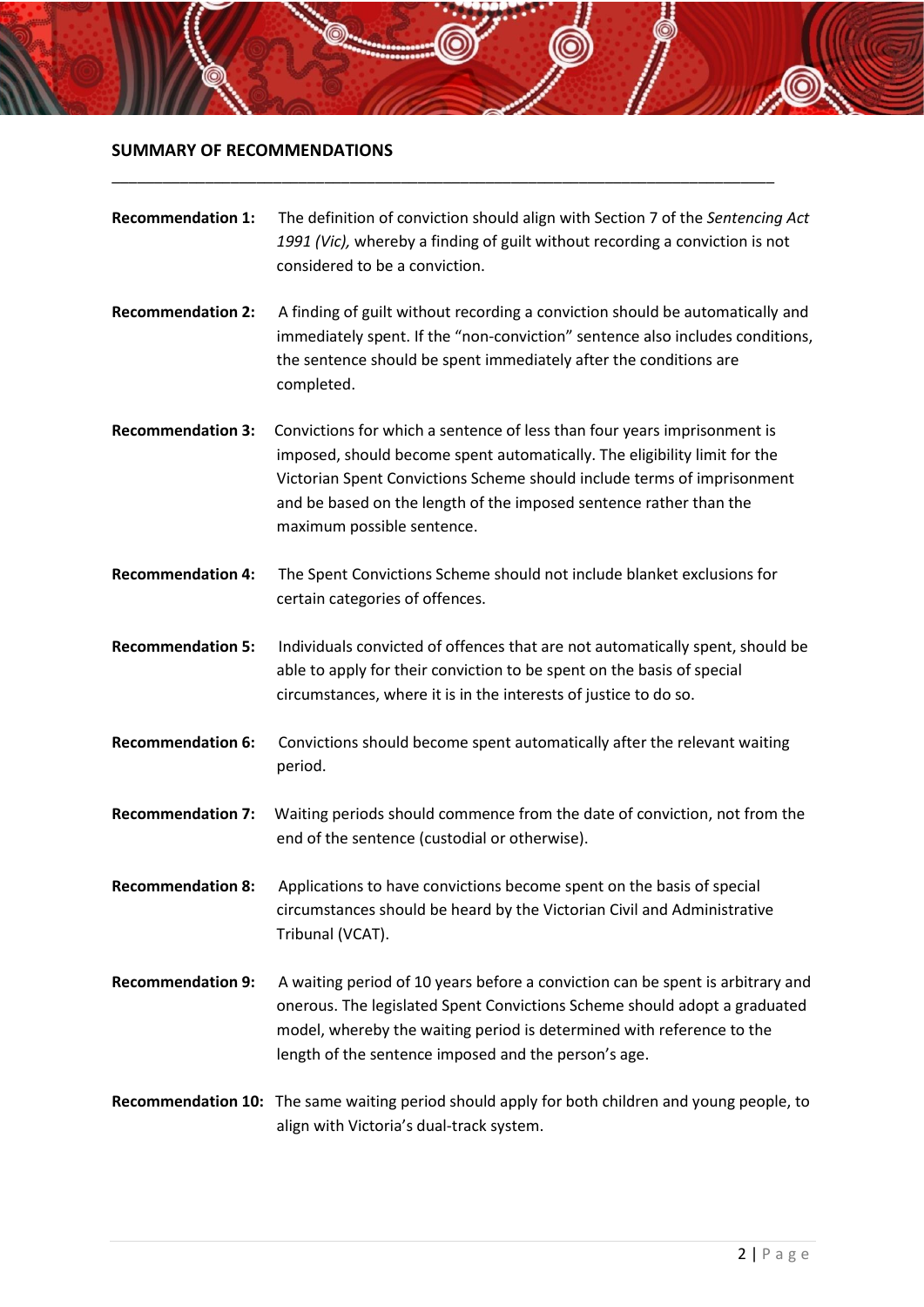## SUMMARY OF RECOMMENDATIONS

---

**Recommendation 1:** The definition of conviction should align with Section 7 of the *Sentencing Act 1991 (Vic),* whereby a finding of guilt without recording a conviction is not considered to be a conviction.

**Recommendation 2:** A finding of guilt without recording a conviction should be automatically and immediately spent. If the "non-conviction" sentence also includes conditions, the sentence should be spent immediately after the conditions are completed.

**Recommendation 3:** Convictions for which a sentence of less than four years imprisonment is imposed, should become spent automatically. The eligibility limit for the Victorian Spent Convictions Scheme should include terms of imprisonment and be based on the length of the imposed sentence rather than the maximum possible sentence.

**Recommendation 4:** The Spent Convictions Scheme should not include blanket exclusions for certain categories of offences.

**Recommendation 5:** Individuals convicted of offences that are not automatically spent, should be able to apply for their conviction to be spent on the basis of special circumstances, where it is in the interests of justice to do so.

**Recommendation 6:** Convictions should become spent automatically after the relevant waiting period.

**Recommendation 7:** Waiting periods should commence from the date of conviction, not from the end of the sentence (custodial or otherwise).

**Recommendation 8:** Applications to have convictions become spent on the basis of special circumstances should be heard by the Victorian Civil and Administrative Tribunal (VCAT).

**Recommendation 9:** A waiting period of 10 years before a conviction can be spent is arbitrary and onerous. The legislated Spent Convictions Scheme should adopt a graduated model, whereby the waiting period is determined with reference to the length of the sentence imposed and the person's age.

**Recommendation 10:** The same waiting period should apply for both children and young people, to align with Victoria's dual-track system.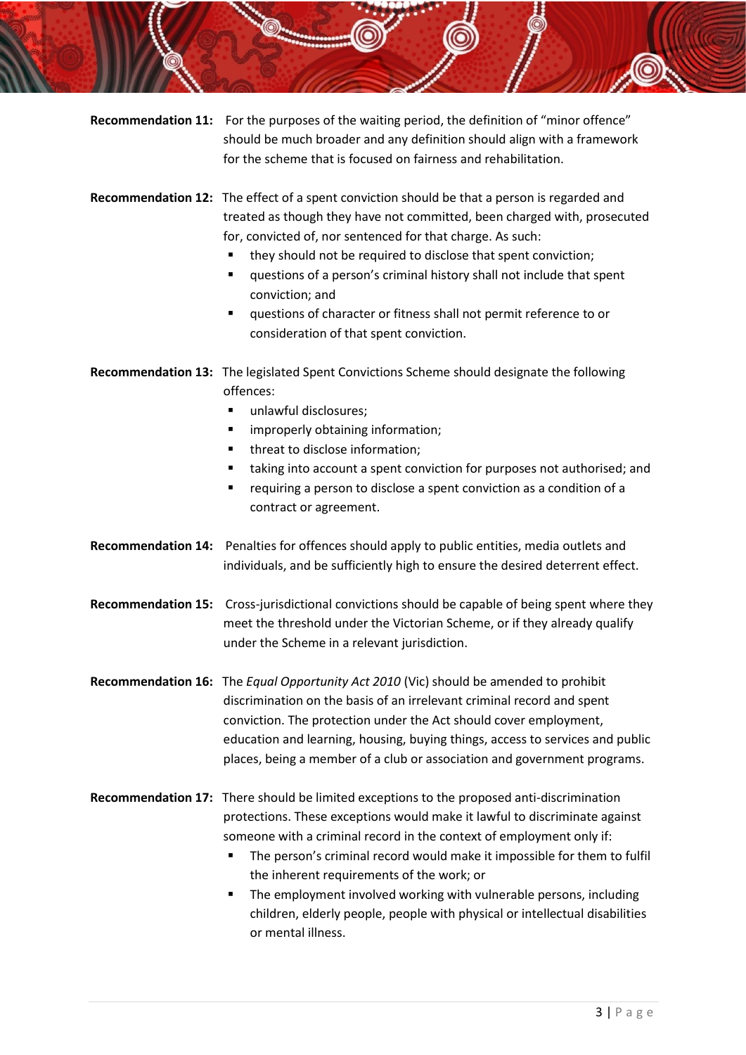**Recommendation 11:** For the purposes of the waiting period, the definition of "minor offence" should be much broader and any definition should align with a framework for the scheme that is focused on fairness and rehabilitation.

**Recommendation 12:** The effect of a spent conviction should be that a person is regarded and treated as though they have not committed, been charged with, prosecuted for, convicted of, nor sentenced for that charge. As such:

- they should not be required to disclose that spent conviction;
- questions of a person's criminal history shall not include that spent conviction; and
- questions of character or fitness shall not permit reference to or consideration of that spent conviction.

**Recommendation 13:** The legislated Spent Convictions Scheme should designate the following offences:

- unlawful disclosures;
- improperly obtaining information;
- threat to disclose information;
- taking into account a spent conviction for purposes not authorised; and
- requiring a person to disclose a spent conviction as a condition of a contract or agreement.

**Recommendation 14:** Penalties for offences should apply to public entities, media outlets and individuals, and be sufficiently high to ensure the desired deterrent effect.

**Recommendation 15:** Cross-jurisdictional convictions should be capable of being spent where they meet the threshold under the Victorian Scheme, or if they already qualify under the Scheme in a relevant jurisdiction.

**Recommendation 16:** The *Equal Opportunity Act 2010* (Vic) should be amended to prohibit discrimination on the basis of an irrelevant criminal record and spent conviction. The protection under the Act should cover employment, education and learning, housing, buying things, access to services and public places, being a member of a club or association and government programs.

**Recommendation 17:** There should be limited exceptions to the proposed anti-discrimination protections. These exceptions would make it lawful to discriminate against someone with a criminal record in the context of employment only if:

- The person's criminal record would make it impossible for them to fulfil the inherent requirements of the work; or
- The employment involved working with vulnerable persons, including children, elderly people, people with physical or intellectual disabilities or mental illness.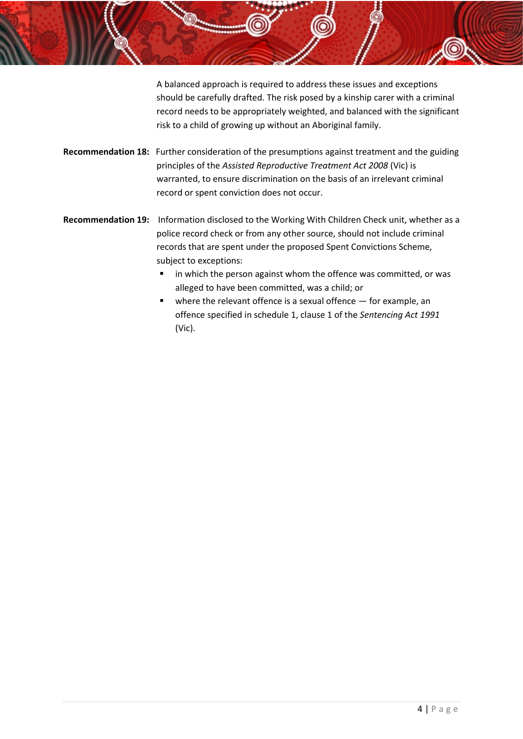A balanced approach is required to address these issues and exceptions should be carefully drafted. The risk posed by a kinship carer with a criminal record needs to be appropriately weighted, and balanced with the significant risk to a child of growing up without an Aboriginal family.

**Recommendation 18:** Further consideration of the presumptions against treatment and the guiding principles of the *Assisted Reproductive Treatment Act 2008* (Vic) is warranted, to ensure discrimination on the basis of an irrelevant criminal record or spent conviction does not occur.

**Recommendation 19:** Information disclosed to the Working With Children Check unit, whether as a police record check or from any other source, should not include criminal records that are spent under the proposed Spent Convictions Scheme, subject to exceptions:

- in which the person against whom the offence was committed, or was alleged to have been committed, was a child; or
- where the relevant offence is a sexual offence — for example, an offence specified in schedule 1, clause 1 of the *Sentencing Act 1991* (Vic).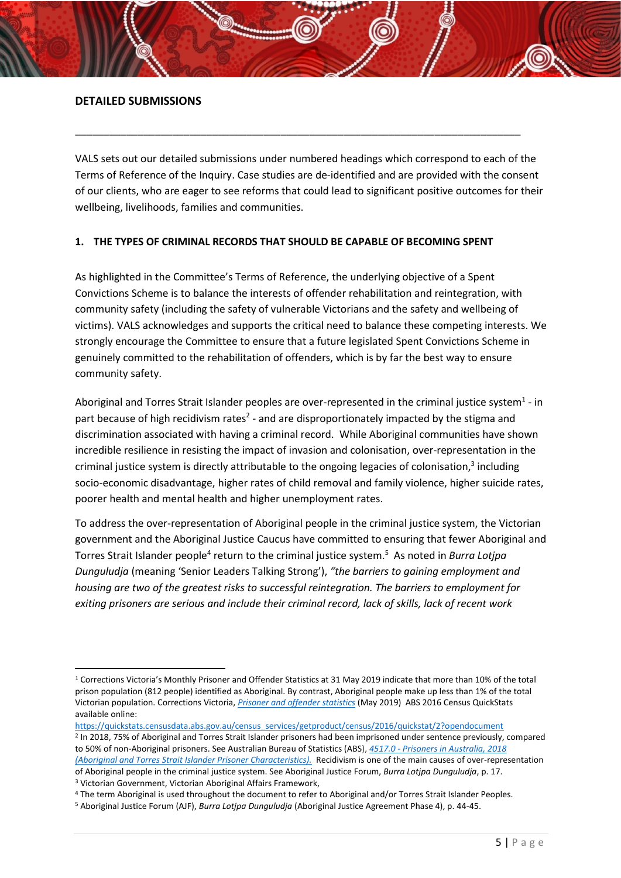**DETAILED SUBMISSIONS**

---

VALS sets out our detailed submissions under numbered headings which correspond to each of the Terms of Reference of the Inquiry. Case studies are de-identified and are provided with the consent of our clients, who are eager to see reforms that could lead to significant positive outcomes for their wellbeing, livelihoods, families and communities.

## 1. THE TYPES OF CRIMINAL RECORDS THAT SHOULD BE CAPABLE OF BECOMING SPENT

As highlighted in the Committee's Terms of Reference, the underlying objective of a Spent Convictions Scheme is to balance the interests of offender rehabilitation and reintegration, with community safety (including the safety of vulnerable Victorians and the safety and wellbeing of victims). VALS acknowledges and supports the critical need to balance these competing interests. We strongly encourage the Committee to ensure that a future legislated Spent Convictions Scheme in genuinely committed to the rehabilitation of offenders, which is by far the best way to ensure community safety.

Aboriginal and Torres Strait Islander peoples are over-represented in the criminal justice system[1] - in part because of high recidivism rates[2] - and are disproportionately impacted by the stigma and discrimination associated with having a criminal record. While Aboriginal communities have shown incredible resilience in resisting the impact of invasion and colonisation, over-representation in the criminal justice system is directly attributable to the ongoing legacies of colonisation,[3] including socio-economic disadvantage, higher rates of child removal and family violence, higher suicide rates, poorer health and mental health and higher unemployment rates.

To address the over-representation of Aboriginal people in the criminal justice system, the Victorian government and the Aboriginal Justice Caucus have committed to ensuring that fewer Aboriginal and Torres Strait Islander people[4] return to the criminal justice system.[5] As noted in *Burra Lotjpa Dunguludja* (meaning 'Senior Leaders Talking Strong'), *"the barriers to gaining employment and housing are two of the greatest risks to successful reintegration. The barriers to employment for exiting prisoners are serious and include their criminal record, lack of skills, lack of recent work*

---

[1] Corrections Victoria's Monthly Prisoner and Offender Statistics at 31 May 2019 indicate that more than 10% of the total prison population (812 people) identified as Aboriginal. By contrast, Aboriginal people make up less than 1% of the total Victorian population. Corrections Victoria, *Prisoner and offender statistics* (May 2019) ABS 2016 Census QuickStats available online: https://quickstats.censusdata.abs.gov.au/census_services/getproduct/census/2016/quickstat/2?opendocument

[2] In 2018, 75% of Aboriginal and Torres Strait Islander prisoners had been imprisoned under sentence previously, compared to 50% of non-Aboriginal prisoners. See Australian Bureau of Statistics (ABS), *4517.0 - Prisoners in Australia, 2018 (Aboriginal and Torres Strait Islander Prisoner Characteristics).* Recidivism is one of the main causes of over-representation of Aboriginal people in the criminal justice system. See Aboriginal Justice Forum, *Burra Lotjpa Dunguludja*, p. 17.

[3] Victorian Government, Victorian Aboriginal Affairs Framework,

[4] The term Aboriginal is used throughout the document to refer to Aboriginal and/or Torres Strait Islander Peoples.

[5] Aboriginal Justice Forum (AJF), *Burra Lotjpa Dunguludja* (Aboriginal Justice Agreement Phase 4), p. 44-45.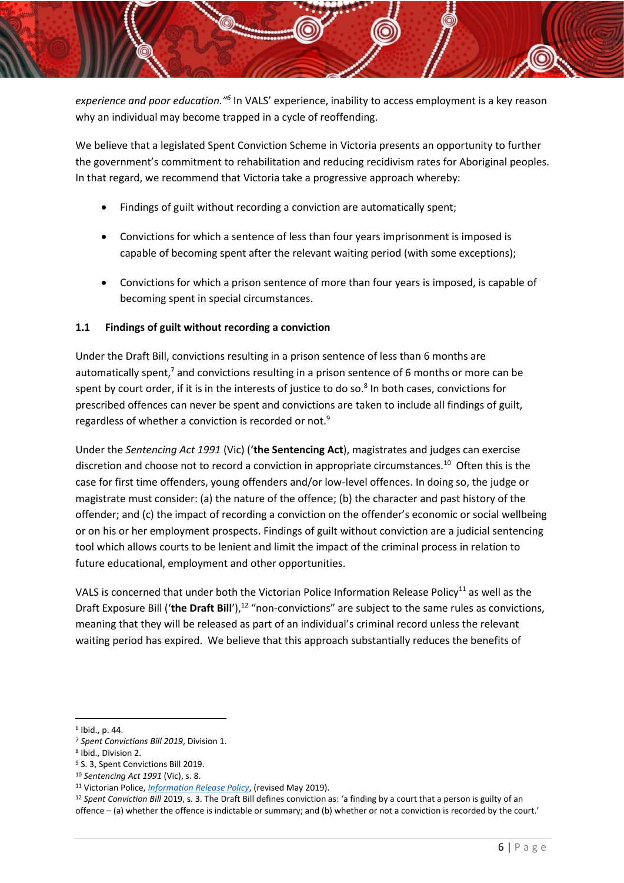*experience and poor education."*[6] In VALS' experience, inability to access employment is a key reason why an individual may become trapped in a cycle of reoffending.

We believe that a legislated Spent Conviction Scheme in Victoria presents an opportunity to further the government's commitment to rehabilitation and reducing recidivism rates for Aboriginal peoples. In that regard, we recommend that Victoria take a progressive approach whereby:

- Findings of guilt without recording a conviction are automatically spent;
- Convictions for which a sentence of less than four years imprisonment is imposed is capable of becoming spent after the relevant waiting period (with some exceptions);
- Convictions for which a prison sentence of more than four years is imposed, is capable of becoming spent in special circumstances.

### 1.1 Findings of guilt without recording a conviction

Under the Draft Bill, convictions resulting in a prison sentence of less than 6 months are automatically spent,[7] and convictions resulting in a prison sentence of 6 months or more can be spent by court order, if it is in the interests of justice to do so.[8] In both cases, convictions for prescribed offences can never be spent and convictions are taken to include all findings of guilt, regardless of whether a conviction is recorded or not.[9]

Under the *Sentencing Act 1991* (Vic) ('**the Sentencing Act**'), magistrates and judges can exercise discretion and choose not to record a conviction in appropriate circumstances.[10] Often this is the case for first time offenders, young offenders and/or low-level offences. In doing so, the judge or magistrate must consider: (a) the nature of the offence; (b) the character and past history of the offender; and (c) the impact of recording a conviction on the offender's economic or social wellbeing or on his or her employment prospects. Findings of guilt without conviction are a judicial sentencing tool which allows courts to be lenient and limit the impact of the criminal process in relation to future educational, employment and other opportunities.

VALS is concerned that under both the Victorian Police Information Release Policy[11] as well as the Draft Exposure Bill ('**the Draft Bill**'),[12] "non-convictions" are subject to the same rules as convictions, meaning that they will be released as part of an individual's criminal record unless the relevant waiting period has expired. We believe that this approach substantially reduces the benefits of

---

[6] Ibid., p. 44.

[7] *Spent Convictions Bill 2019*, Division 1.

[8] Ibid., Division 2.

[9] S. 3, Spent Convictions Bill 2019.

[10] *Sentencing Act 1991* (Vic), s. 8.

[11] Victorian Police, *Information Release Policy*, (revised May 2019).

[12] *Spent Conviction Bill* 2019, s. 3. The Draft Bill defines conviction as: 'a finding by a court that a person is guilty of an offence – (a) whether the offence is indictable or summary; and (b) whether or not a conviction is recorded by the court.'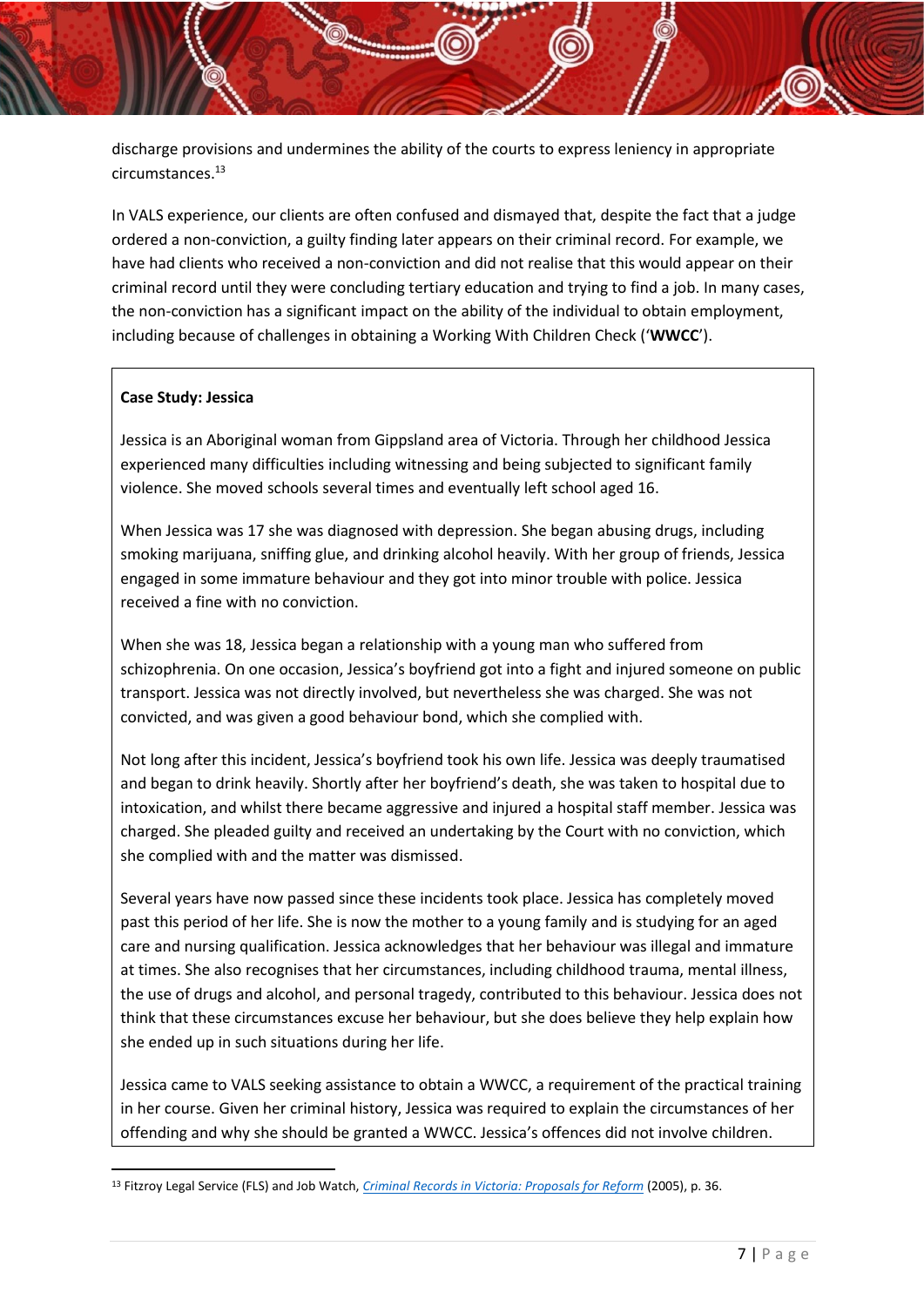discharge provisions and undermines the ability of the courts to express leniency in appropriate circumstances.[13]

In VALS experience, our clients are often confused and dismayed that, despite the fact that a judge ordered a non-conviction, a guilty finding later appears on their criminal record. For example, we have had clients who received a non-conviction and did not realise that this would appear on their criminal record until they were concluding tertiary education and trying to find a job. In many cases, the non-conviction has a significant impact on the ability of the individual to obtain employment, including because of challenges in obtaining a Working With Children Check ('**WWCC**').

**Case Study: Jessica**

Jessica is an Aboriginal woman from Gippsland area of Victoria. Through her childhood Jessica experienced many difficulties including witnessing and being subjected to significant family violence. She moved schools several times and eventually left school aged 16.

When Jessica was 17 she was diagnosed with depression. She began abusing drugs, including smoking marijuana, sniffing glue, and drinking alcohol heavily. With her group of friends, Jessica engaged in some immature behaviour and they got into minor trouble with police. Jessica received a fine with no conviction.

When she was 18, Jessica began a relationship with a young man who suffered from schizophrenia. On one occasion, Jessica's boyfriend got into a fight and injured someone on public transport. Jessica was not directly involved, but nevertheless she was charged. She was not convicted, and was given a good behaviour bond, which she complied with.

Not long after this incident, Jessica's boyfriend took his own life. Jessica was deeply traumatised and began to drink heavily. Shortly after her boyfriend's death, she was taken to hospital due to intoxication, and whilst there became aggressive and injured a hospital staff member. Jessica was charged. She pleaded guilty and received an undertaking by the Court with no conviction, which she complied with and the matter was dismissed.

Several years have now passed since these incidents took place. Jessica has completely moved past this period of her life. She is now the mother to a young family and is studying for an aged care and nursing qualification. Jessica acknowledges that her behaviour was illegal and immature at times. She also recognises that her circumstances, including childhood trauma, mental illness, the use of drugs and alcohol, and personal tragedy, contributed to this behaviour. Jessica does not think that these circumstances excuse her behaviour, but she does believe they help explain how she ended up in such situations during her life.

Jessica came to VALS seeking assistance to obtain a WWCC, a requirement of the practical training in her course. Given her criminal history, Jessica was required to explain the circumstances of her offending and why she should be granted a WWCC. Jessica's offences did not involve children.

[13] Fitzroy Legal Service (FLS) and Job Watch, *Criminal Records in Victoria: Proposals for Reform* (2005), p. 36.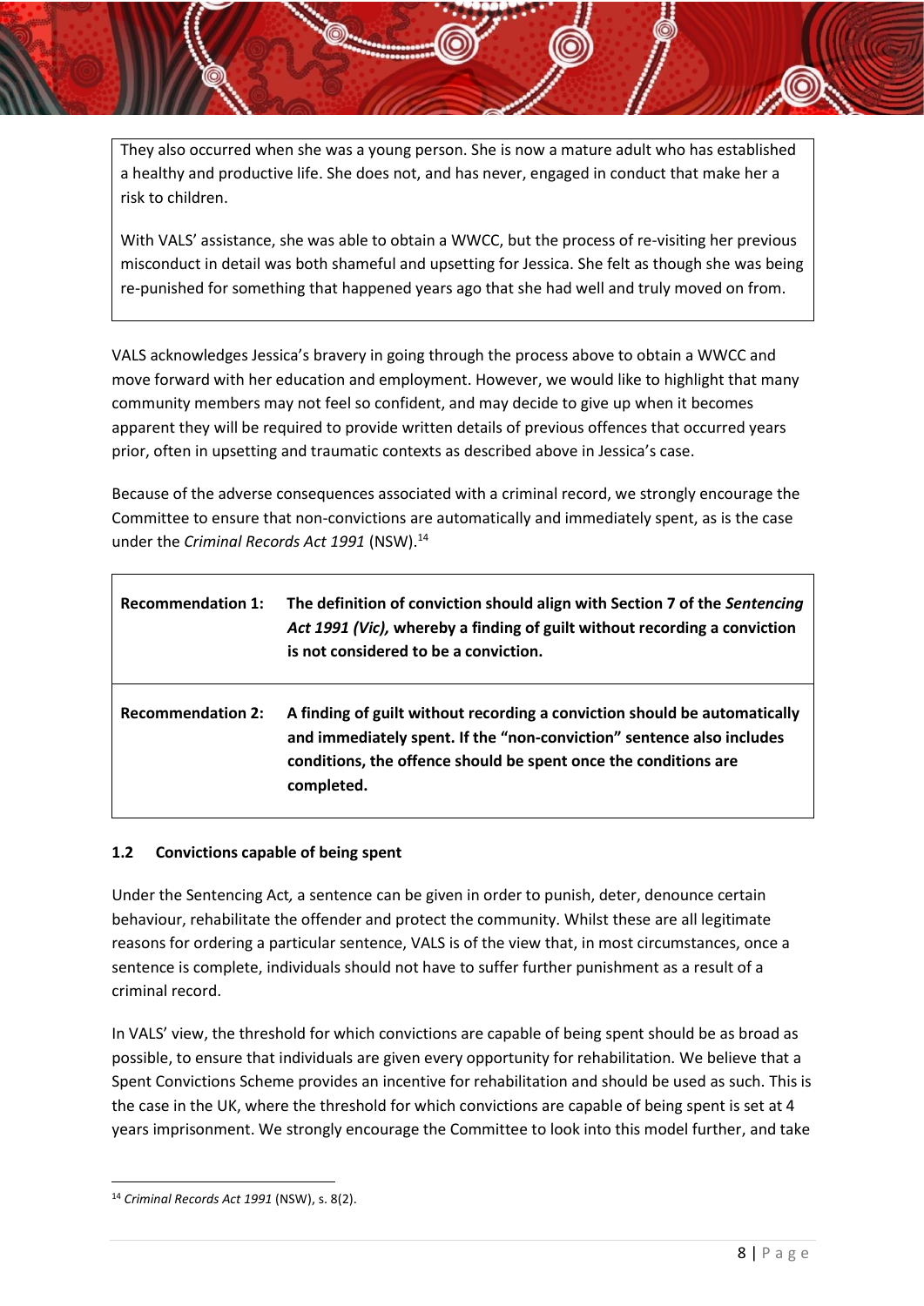They also occurred when she was a young person. She is now a mature adult who has established a healthy and productive life. She does not, and has never, engaged in conduct that make her a risk to children.

With VALS' assistance, she was able to obtain a WWCC, but the process of re-visiting her previous misconduct in detail was both shameful and upsetting for Jessica. She felt as though she was being re-punished for something that happened years ago that she had well and truly moved on from.

VALS acknowledges Jessica's bravery in going through the process above to obtain a WWCC and move forward with her education and employment. However, we would like to highlight that many community members may not feel so confident, and may decide to give up when it becomes apparent they will be required to provide written details of previous offences that occurred years prior, often in upsetting and traumatic contexts as described above in Jessica's case.

Because of the adverse consequences associated with a criminal record, we strongly encourage the Committee to ensure that non-convictions are automatically and immediately spent, as is the case under the *Criminal Records Act 1991* (NSW).[14]

| | |
|---|---|
| **Recommendation 1:** | **The definition of conviction should align with Section 7 of the *Sentencing Act 1991 (Vic),* whereby a finding of guilt without recording a conviction is not considered to be a conviction.** |
| **Recommendation 2:** | **A finding of guilt without recording a conviction should be automatically and immediately spent. If the "non-conviction" sentence also includes conditions, the offence should be spent once the conditions are completed.** |

### 1.2 Convictions capable of being spent

Under the Sentencing Act, a sentence can be given in order to punish, deter, denounce certain behaviour, rehabilitate the offender and protect the community. Whilst these are all legitimate reasons for ordering a particular sentence, VALS is of the view that, in most circumstances, once a sentence is complete, individuals should not have to suffer further punishment as a result of a criminal record.

In VALS' view, the threshold for which convictions are capable of being spent should be as broad as possible, to ensure that individuals are given every opportunity for rehabilitation. We believe that a Spent Convictions Scheme provides an incentive for rehabilitation and should be used as such. This is the case in the UK, where the threshold for which convictions are capable of being spent is set at 4 years imprisonment. We strongly encourage the Committee to look into this model further, and take

[14] *Criminal Records Act 1991* (NSW), s. 8(2).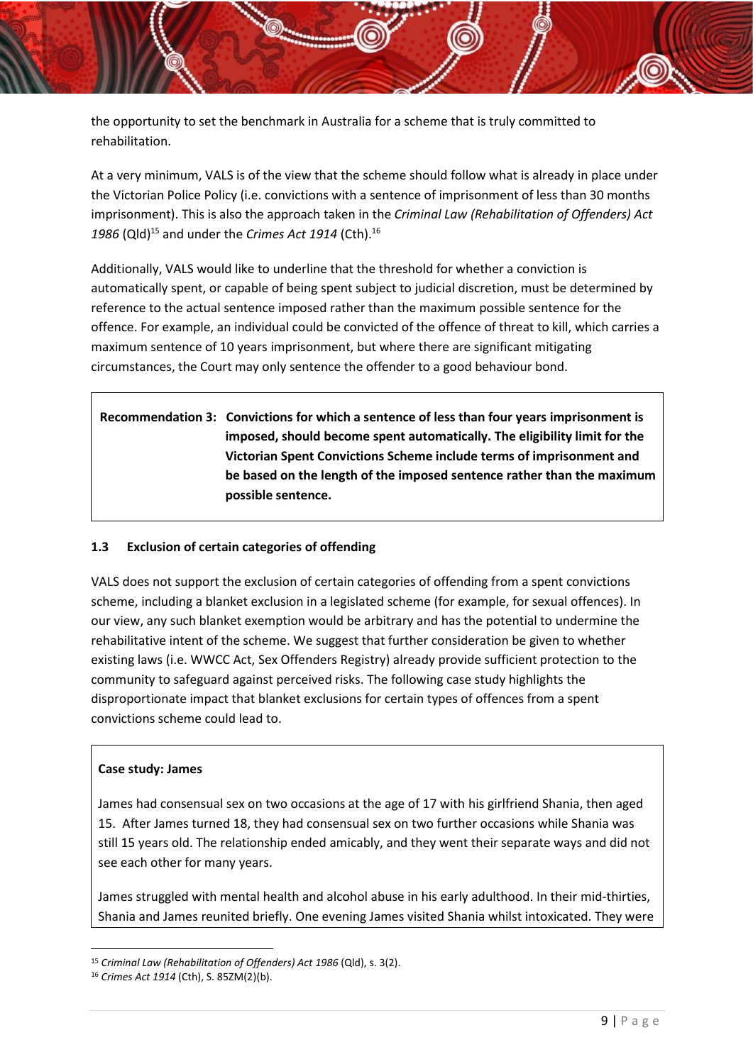the opportunity to set the benchmark in Australia for a scheme that is truly committed to rehabilitation.

At a very minimum, VALS is of the view that the scheme should follow what is already in place under the Victorian Police Policy (i.e. convictions with a sentence of imprisonment of less than 30 months imprisonment). This is also the approach taken in the *Criminal Law (Rehabilitation of Offenders) Act 1986* (Qld)[15] and under the *Crimes Act 1914* (Cth).[16]

Additionally, VALS would like to underline that the threshold for whether a conviction is automatically spent, or capable of being spent subject to judicial discretion, must be determined by reference to the actual sentence imposed rather than the maximum possible sentence for the offence. For example, an individual could be convicted of the offence of threat to kill, which carries a maximum sentence of 10 years imprisonment, but where there are significant mitigating circumstances, the Court may only sentence the offender to a good behaviour bond.

> **Recommendation 3: Convictions for which a sentence of less than four years imprisonment is imposed, should become spent automatically. The eligibility limit for the Victorian Spent Convictions Scheme include terms of imprisonment and be based on the length of the imposed sentence rather than the maximum possible sentence.**

### 1.3 Exclusion of certain categories of offending

VALS does not support the exclusion of certain categories of offending from a spent convictions scheme, including a blanket exclusion in a legislated scheme (for example, for sexual offences). In our view, any such blanket exemption would be arbitrary and has the potential to undermine the rehabilitative intent of the scheme. We suggest that further consideration be given to whether existing laws (i.e. WWCC Act, Sex Offenders Registry) already provide sufficient protection to the community to safeguard against perceived risks. The following case study highlights the disproportionate impact that blanket exclusions for certain types of offences from a spent convictions scheme could lead to.

> **Case study: James**
>
> James had consensual sex on two occasions at the age of 17 with his girlfriend Shania, then aged 15. After James turned 18, they had consensual sex on two further occasions while Shania was still 15 years old. The relationship ended amicably, and they went their separate ways and did not see each other for many years.
>
> James struggled with mental health and alcohol abuse in his early adulthood. In their mid-thirties, Shania and James reunited briefly. One evening James visited Shania whilst intoxicated. They were

[15] *Criminal Law (Rehabilitation of Offenders) Act 1986* (Qld), s. 3(2).

[16] *Crimes Act 1914* (Cth), S. 85ZM(2)(b).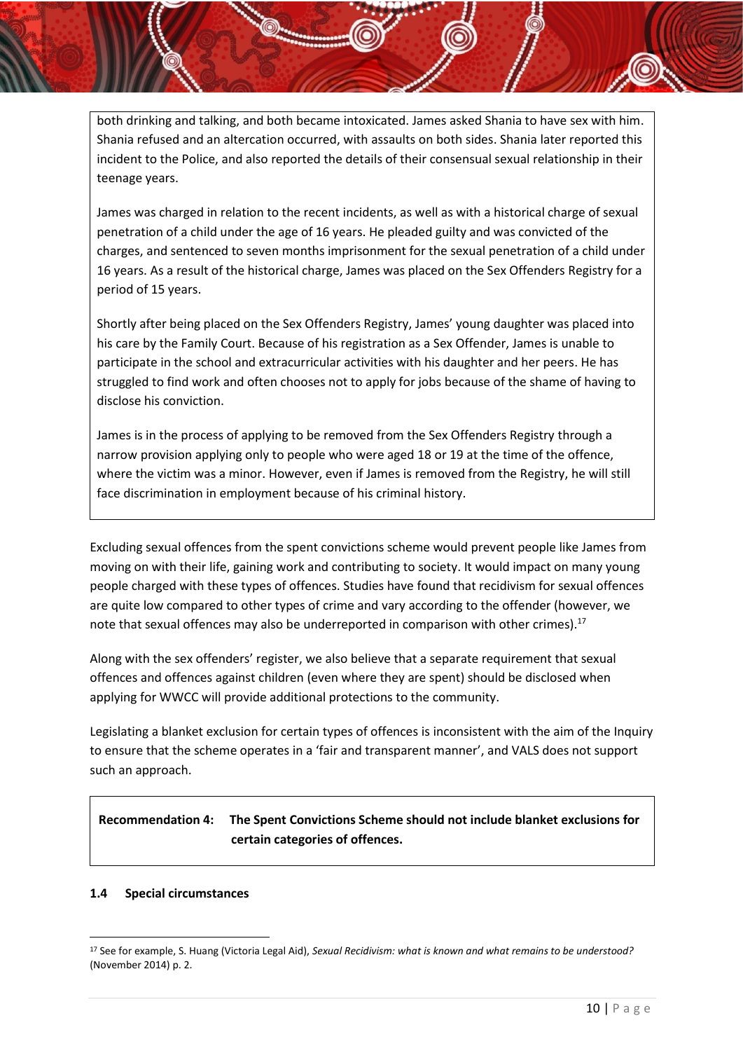both drinking and talking, and both became intoxicated. James asked Shania to have sex with him. Shania refused and an altercation occurred, with assaults on both sides. Shania later reported this incident to the Police, and also reported the details of their consensual sexual relationship in their teenage years.

James was charged in relation to the recent incidents, as well as with a historical charge of sexual penetration of a child under the age of 16 years. He pleaded guilty and was convicted of the charges, and sentenced to seven months imprisonment for the sexual penetration of a child under 16 years. As a result of the historical charge, James was placed on the Sex Offenders Registry for a period of 15 years.

Shortly after being placed on the Sex Offenders Registry, James' young daughter was placed into his care by the Family Court. Because of his registration as a Sex Offender, James is unable to participate in the school and extracurricular activities with his daughter and her peers. He has struggled to find work and often chooses not to apply for jobs because of the shame of having to disclose his conviction.

James is in the process of applying to be removed from the Sex Offenders Registry through a narrow provision applying only to people who were aged 18 or 19 at the time of the offence, where the victim was a minor. However, even if James is removed from the Registry, he will still face discrimination in employment because of his criminal history.

Excluding sexual offences from the spent convictions scheme would prevent people like James from moving on with their life, gaining work and contributing to society. It would impact on many young people charged with these types of offences. Studies have found that recidivism for sexual offences are quite low compared to other types of crime and vary according to the offender (however, we note that sexual offences may also be underreported in comparison with other crimes).[17]

Along with the sex offenders' register, we also believe that a separate requirement that sexual offences and offences against children (even where they are spent) should be disclosed when applying for WWCC will provide additional protections to the community.

Legislating a blanket exclusion for certain types of offences is inconsistent with the aim of the Inquiry to ensure that the scheme operates in a 'fair and transparent manner', and VALS does not support such an approach.

**Recommendation 4: The Spent Convictions Scheme should not include blanket exclusions for certain categories of offences.**

#### 1.4 Special circumstances

[17] See for example, S. Huang (Victoria Legal Aid), *Sexual Recidivism: what is known and what remains to be understood?* (November 2014) p. 2.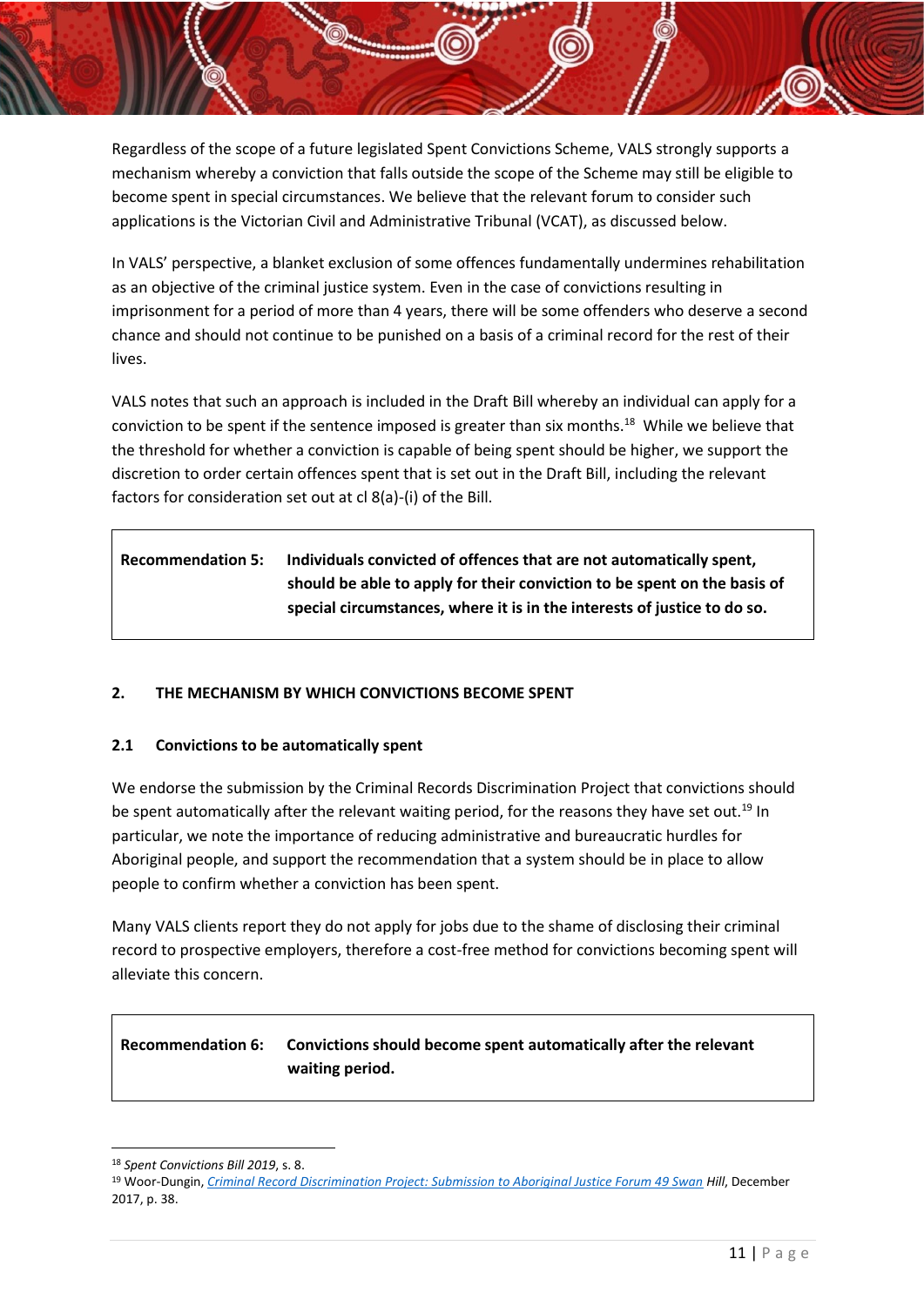Regardless of the scope of a future legislated Spent Convictions Scheme, VALS strongly supports a mechanism whereby a conviction that falls outside the scope of the Scheme may still be eligible to become spent in special circumstances. We believe that the relevant forum to consider such applications is the Victorian Civil and Administrative Tribunal (VCAT), as discussed below.

In VALS' perspective, a blanket exclusion of some offences fundamentally undermines rehabilitation as an objective of the criminal justice system. Even in the case of convictions resulting in imprisonment for a period of more than 4 years, there will be some offenders who deserve a second chance and should not continue to be punished on a basis of a criminal record for the rest of their lives.

VALS notes that such an approach is included in the Draft Bill whereby an individual can apply for a conviction to be spent if the sentence imposed is greater than six months.[18] While we believe that the threshold for whether a conviction is capable of being spent should be higher, we support the discretion to order certain offences spent that is set out in the Draft Bill, including the relevant factors for consideration set out at cl 8(a)-(i) of the Bill.

> **Recommendation 5: Individuals convicted of offences that are not automatically spent, should be able to apply for their conviction to be spent on the basis of special circumstances, where it is in the interests of justice to do so.**

## 2. THE MECHANISM BY WHICH CONVICTIONS BECOME SPENT

### 2.1 Convictions to be automatically spent

We endorse the submission by the Criminal Records Discrimination Project that convictions should be spent automatically after the relevant waiting period, for the reasons they have set out.[19] In particular, we note the importance of reducing administrative and bureaucratic hurdles for Aboriginal people, and support the recommendation that a system should be in place to allow people to confirm whether a conviction has been spent.

Many VALS clients report they do not apply for jobs due to the shame of disclosing their criminal record to prospective employers, therefore a cost-free method for convictions becoming spent will alleviate this concern.

> **Recommendation 6: Convictions should become spent automatically after the relevant waiting period.**

---

[18] *Spent Convictions Bill 2019*, s. 8.

[19] Woor-Dungin, *Criminal Record Discrimination Project: Submission to Aboriginal Justice Forum 49 Swan* Hill, December 2017, p. 38.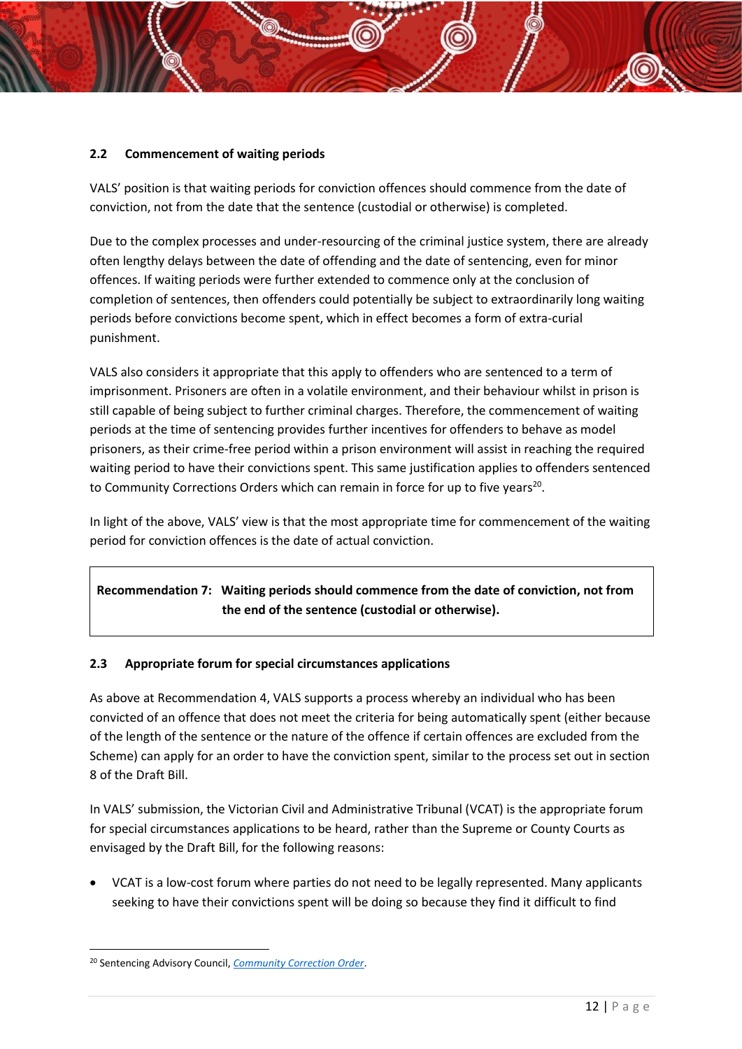### 2.2 Commencement of waiting periods

VALS' position is that waiting periods for conviction offences should commence from the date of conviction, not from the date that the sentence (custodial or otherwise) is completed.

Due to the complex processes and under-resourcing of the criminal justice system, there are already often lengthy delays between the date of offending and the date of sentencing, even for minor offences. If waiting periods were further extended to commence only at the conclusion of completion of sentences, then offenders could potentially be subject to extraordinarily long waiting periods before convictions become spent, which in effect becomes a form of extra-curial punishment.

VALS also considers it appropriate that this apply to offenders who are sentenced to a term of imprisonment. Prisoners are often in a volatile environment, and their behaviour whilst in prison is still capable of being subject to further criminal charges. Therefore, the commencement of waiting periods at the time of sentencing provides further incentives for offenders to behave as model prisoners, as their crime-free period within a prison environment will assist in reaching the required waiting period to have their convictions spent. This same justification applies to offenders sentenced to Community Corrections Orders which can remain in force for up to five years[20].

In light of the above, VALS' view is that the most appropriate time for commencement of the waiting period for conviction offences is the date of actual conviction.

> **Recommendation 7: Waiting periods should commence from the date of conviction, not from the end of the sentence (custodial or otherwise).**

### 2.3 Appropriate forum for special circumstances applications

As above at Recommendation 4, VALS supports a process whereby an individual who has been convicted of an offence that does not meet the criteria for being automatically spent (either because of the length of the sentence or the nature of the offence if certain offences are excluded from the Scheme) can apply for an order to have the conviction spent, similar to the process set out in section 8 of the Draft Bill.

In VALS' submission, the Victorian Civil and Administrative Tribunal (VCAT) is the appropriate forum for special circumstances applications to be heard, rather than the Supreme or County Courts as envisaged by the Draft Bill, for the following reasons:

- VCAT is a low-cost forum where parties do not need to be legally represented. Many applicants seeking to have their convictions spent will be doing so because they find it difficult to find

---

[20] Sentencing Advisory Council, *Community Correction Order*.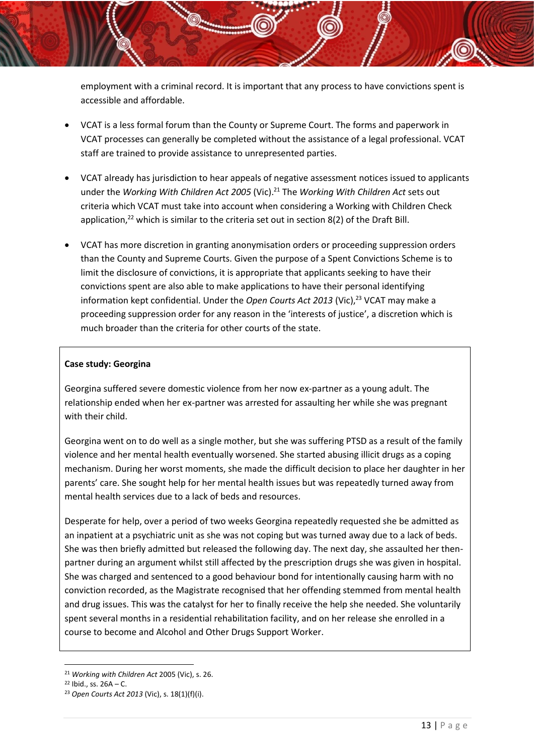employment with a criminal record. It is important that any process to have convictions spent is accessible and affordable.

- VCAT is a less formal forum than the County or Supreme Court. The forms and paperwork in VCAT processes can generally be completed without the assistance of a legal professional. VCAT staff are trained to provide assistance to unrepresented parties.

- VCAT already has jurisdiction to hear appeals of negative assessment notices issued to applicants under the *Working With Children Act 2005* (Vic).[21] The *Working With Children Act* sets out criteria which VCAT must take into account when considering a Working with Children Check application,[22] which is similar to the criteria set out in section 8(2) of the Draft Bill.

- VCAT has more discretion in granting anonymisation orders or proceeding suppression orders than the County and Supreme Courts. Given the purpose of a Spent Convictions Scheme is to limit the disclosure of convictions, it is appropriate that applicants seeking to have their convictions spent are also able to make applications to have their personal identifying information kept confidential. Under the *Open Courts Act 2013* (Vic),[23] VCAT may make a proceeding suppression order for any reason in the 'interests of justice', a discretion which is much broader than the criteria for other courts of the state.

**Case study: Georgina**

Georgina suffered severe domestic violence from her now ex-partner as a young adult. The relationship ended when her ex-partner was arrested for assaulting her while she was pregnant with their child.

Georgina went on to do well as a single mother, but she was suffering PTSD as a result of the family violence and her mental health eventually worsened. She started abusing illicit drugs as a coping mechanism. During her worst moments, she made the difficult decision to place her daughter in her parents' care. She sought help for her mental health issues but was repeatedly turned away from mental health services due to a lack of beds and resources.

Desperate for help, over a period of two weeks Georgina repeatedly requested she be admitted as an inpatient at a psychiatric unit as she was not coping but was turned away due to a lack of beds. She was then briefly admitted but released the following day. The next day, she assaulted her then-partner during an argument whilst still affected by the prescription drugs she was given in hospital. She was charged and sentenced to a good behaviour bond for intentionally causing harm with no conviction recorded, as the Magistrate recognised that her offending stemmed from mental health and drug issues. This was the catalyst for her to finally receive the help she needed. She voluntarily spent several months in a residential rehabilitation facility, and on her release she enrolled in a course to become and Alcohol and Other Drugs Support Worker.

---

[21] *Working with Children Act* 2005 (Vic), s. 26.

[22] Ibid., ss. 26A – C.

[23] *Open Courts Act 2013* (Vic), s. 18(1)(f)(i).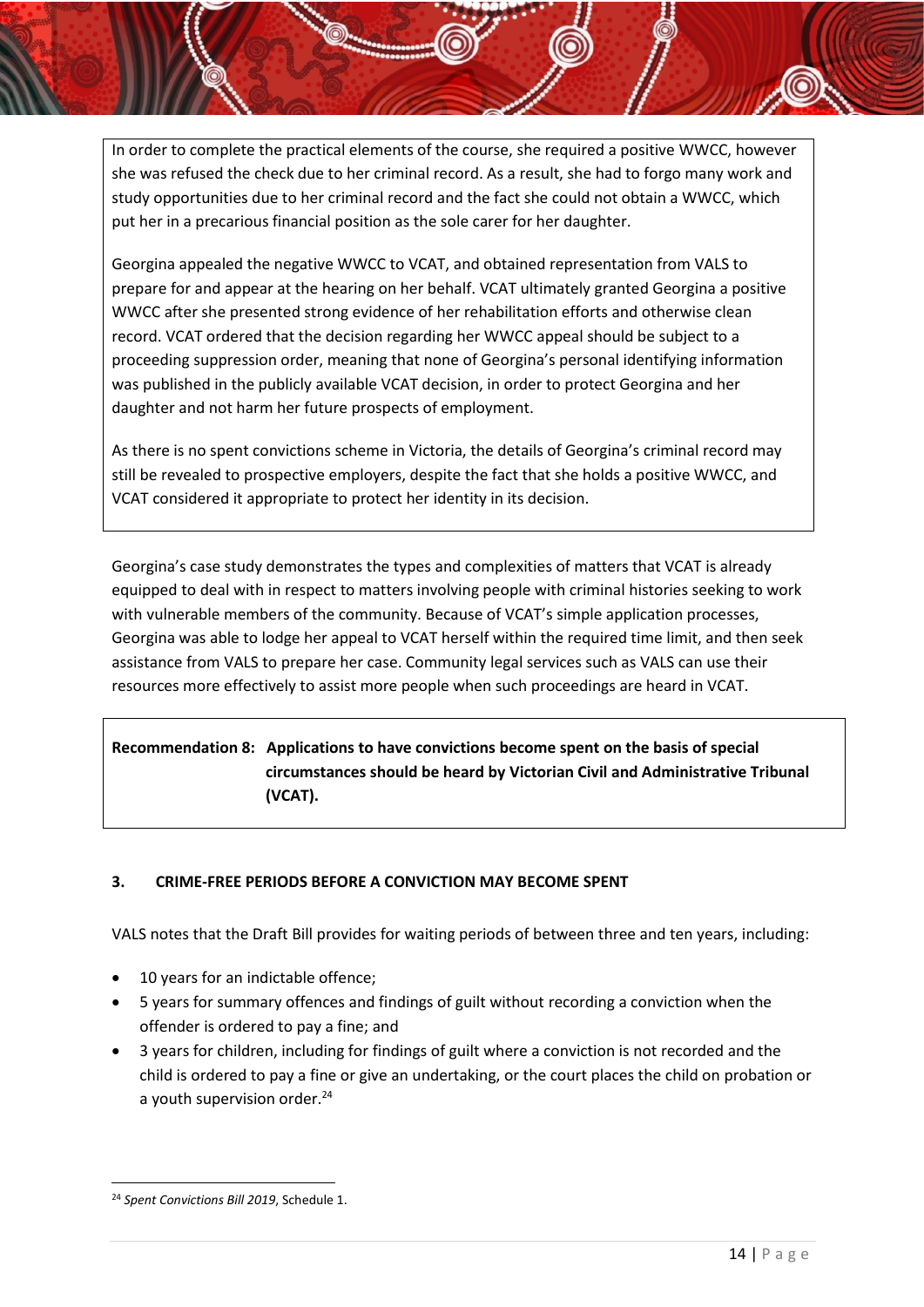In order to complete the practical elements of the course, she required a positive WWCC, however she was refused the check due to her criminal record. As a result, she had to forgo many work and study opportunities due to her criminal record and the fact she could not obtain a WWCC, which put her in a precarious financial position as the sole carer for her daughter.

Georgina appealed the negative WWCC to VCAT, and obtained representation from VALS to prepare for and appear at the hearing on her behalf. VCAT ultimately granted Georgina a positive WWCC after she presented strong evidence of her rehabilitation efforts and otherwise clean record. VCAT ordered that the decision regarding her WWCC appeal should be subject to a proceeding suppression order, meaning that none of Georgina's personal identifying information was published in the publicly available VCAT decision, in order to protect Georgina and her daughter and not harm her future prospects of employment.

As there is no spent convictions scheme in Victoria, the details of Georgina's criminal record may still be revealed to prospective employers, despite the fact that she holds a positive WWCC, and VCAT considered it appropriate to protect her identity in its decision.

Georgina's case study demonstrates the types and complexities of matters that VCAT is already equipped to deal with in respect to matters involving people with criminal histories seeking to work with vulnerable members of the community. Because of VCAT's simple application processes, Georgina was able to lodge her appeal to VCAT herself within the required time limit, and then seek assistance from VALS to prepare her case. Community legal services such as VALS can use their resources more effectively to assist more people when such proceedings are heard in VCAT.

**Recommendation 8: Applications to have convictions become spent on the basis of special circumstances should be heard by Victorian Civil and Administrative Tribunal (VCAT).**

### 3. CRIME-FREE PERIODS BEFORE A CONVICTION MAY BECOME SPENT

VALS notes that the Draft Bill provides for waiting periods of between three and ten years, including:

- 10 years for an indictable offence;
- 5 years for summary offences and findings of guilt without recording a conviction when the offender is ordered to pay a fine; and
- 3 years for children, including for findings of guilt where a conviction is not recorded and the child is ordered to pay a fine or give an undertaking, or the court places the child on probation or a youth supervision order.[24]

[24] *Spent Convictions Bill 2019*, Schedule 1.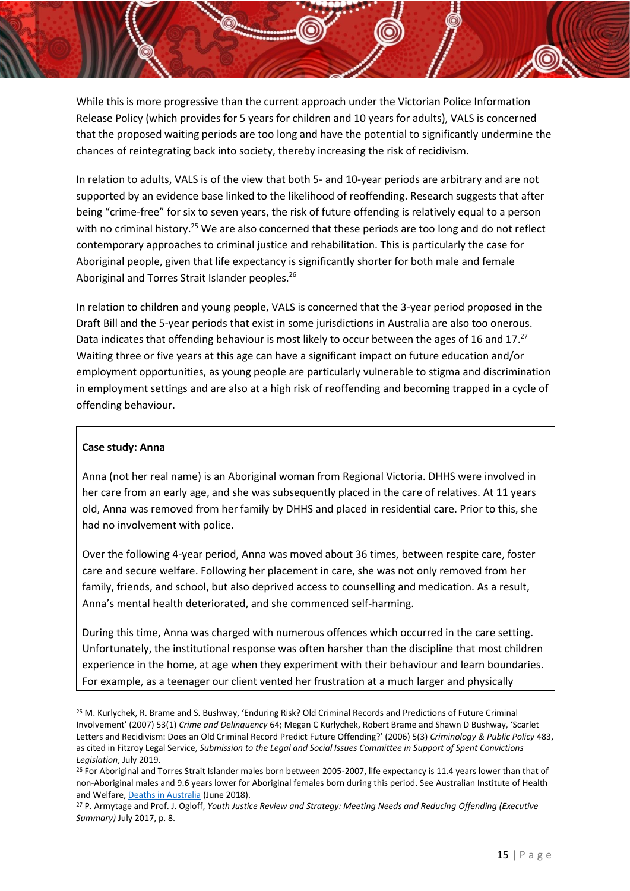While this is more progressive than the current approach under the Victorian Police Information Release Policy (which provides for 5 years for children and 10 years for adults), VALS is concerned that the proposed waiting periods are too long and have the potential to significantly undermine the chances of reintegrating back into society, thereby increasing the risk of recidivism.

In relation to adults, VALS is of the view that both 5- and 10-year periods are arbitrary and are not supported by an evidence base linked to the likelihood of reoffending. Research suggests that after being "crime-free" for six to seven years, the risk of future offending is relatively equal to a person with no criminal history.[25] We are also concerned that these periods are too long and do not reflect contemporary approaches to criminal justice and rehabilitation. This is particularly the case for Aboriginal people, given that life expectancy is significantly shorter for both male and female Aboriginal and Torres Strait Islander peoples.[26]

In relation to children and young people, VALS is concerned that the 3-year period proposed in the Draft Bill and the 5-year periods that exist in some jurisdictions in Australia are also too onerous. Data indicates that offending behaviour is most likely to occur between the ages of 16 and 17.[27] Waiting three or five years at this age can have a significant impact on future education and/or employment opportunities, as young people are particularly vulnerable to stigma and discrimination in employment settings and are also at a high risk of reoffending and becoming trapped in a cycle of offending behaviour.

**Case study: Anna**

Anna (not her real name) is an Aboriginal woman from Regional Victoria. DHHS were involved in her care from an early age, and she was subsequently placed in the care of relatives. At 11 years old, Anna was removed from her family by DHHS and placed in residential care. Prior to this, she had no involvement with police.

Over the following 4-year period, Anna was moved about 36 times, between respite care, foster care and secure welfare. Following her placement in care, she was not only removed from her family, friends, and school, but also deprived access to counselling and medication. As a result, Anna's mental health deteriorated, and she commenced self-harming.

During this time, Anna was charged with numerous offences which occurred in the care setting. Unfortunately, the institutional response was often harsher than the discipline that most children experience in the home, at age when they experiment with their behaviour and learn boundaries. For example, as a teenager our client vented her frustration at a much larger and physically

---

[25] M. Kurlychek, R. Brame and S. Bushway, 'Enduring Risk? Old Criminal Records and Predictions of Future Criminal Involvement' (2007) 53(1) *Crime and Delinquency* 64; Megan C Kurlychek, Robert Brame and Shawn D Bushway, 'Scarlet Letters and Recidivism: Does an Old Criminal Record Predict Future Offending?' (2006) 5(3) *Criminology & Public Policy* 483, as cited in Fitzroy Legal Service, *Submission to the Legal and Social Issues Committee in Support of Spent Convictions Legislation*, July 2019.

[26] For Aboriginal and Torres Strait Islander males born between 2005-2007, life expectancy is 11.4 years lower than that of non-Aboriginal males and 9.6 years lower for Aboriginal females born during this period. See Australian Institute of Health and Welfare, Deaths in Australia (June 2018).

[27] P. Armytage and Prof. J. Ogloff, *Youth Justice Review and Strategy: Meeting Needs and Reducing Offending (Executive Summary)* July 2017, p. 8.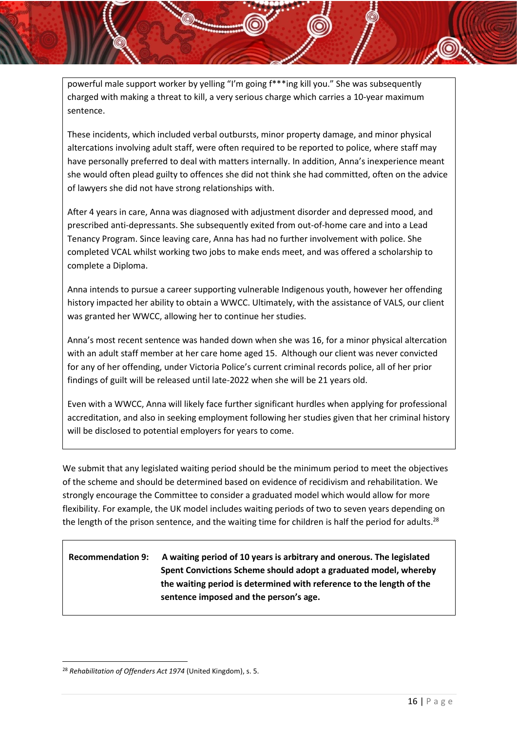powerful male support worker by yelling "I'm going f***ing kill you." She was subsequently charged with making a threat to kill, a very serious charge which carries a 10-year maximum sentence.

These incidents, which included verbal outbursts, minor property damage, and minor physical altercations involving adult staff, were often required to be reported to police, where staff may have personally preferred to deal with matters internally. In addition, Anna's inexperience meant she would often plead guilty to offences she did not think she had committed, often on the advice of lawyers she did not have strong relationships with.

After 4 years in care, Anna was diagnosed with adjustment disorder and depressed mood, and prescribed anti-depressants. She subsequently exited from out-of-home care and into a Lead Tenancy Program. Since leaving care, Anna has had no further involvement with police. She completed VCAL whilst working two jobs to make ends meet, and was offered a scholarship to complete a Diploma.

Anna intends to pursue a career supporting vulnerable Indigenous youth, however her offending history impacted her ability to obtain a WWCC. Ultimately, with the assistance of VALS, our client was granted her WWCC, allowing her to continue her studies.

Anna's most recent sentence was handed down when she was 16, for a minor physical altercation with an adult staff member at her care home aged 15. Although our client was never convicted for any of her offending, under Victoria Police's current criminal records police, all of her prior findings of guilt will be released until late-2022 when she will be 21 years old.

Even with a WWCC, Anna will likely face further significant hurdles when applying for professional accreditation, and also in seeking employment following her studies given that her criminal history will be disclosed to potential employers for years to come.

We submit that any legislated waiting period should be the minimum period to meet the objectives of the scheme and should be determined based on evidence of recidivism and rehabilitation. We strongly encourage the Committee to consider a graduated model which would allow for more flexibility. For example, the UK model includes waiting periods of two to seven years depending on the length of the prison sentence, and the waiting time for children is half the period for adults.[28]

**Recommendation 9: A waiting period of 10 years is arbitrary and onerous. The legislated Spent Convictions Scheme should adopt a graduated model, whereby the waiting period is determined with reference to the length of the sentence imposed and the person's age.**

---

[28] *Rehabilitation of Offenders Act 1974* (United Kingdom), s. 5.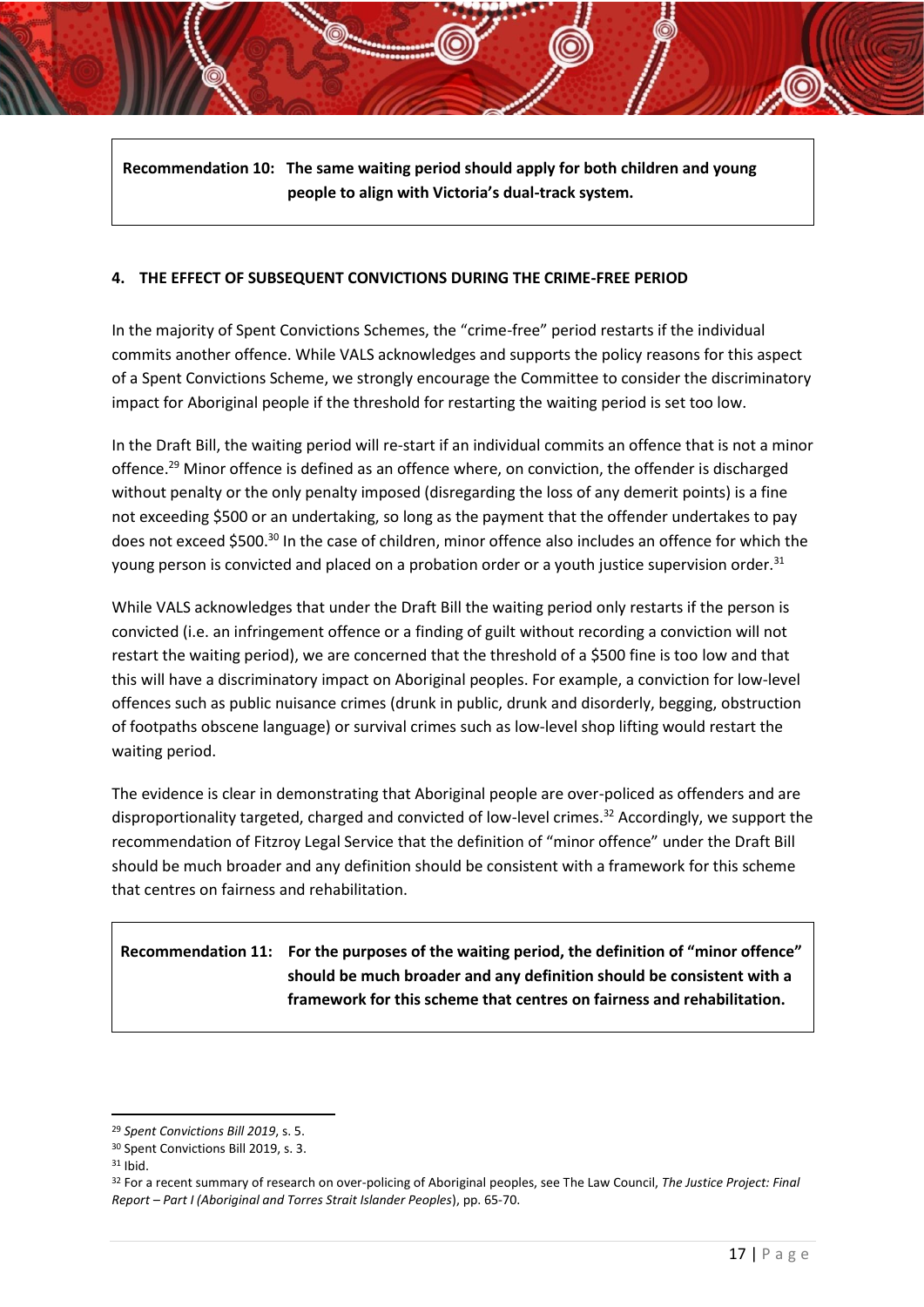**Recommendation 10: The same waiting period should apply for both children and young people to align with Victoria's dual-track system.**

## 4. THE EFFECT OF SUBSEQUENT CONVICTIONS DURING THE CRIME-FREE PERIOD

In the majority of Spent Convictions Schemes, the "crime-free" period restarts if the individual commits another offence. While VALS acknowledges and supports the policy reasons for this aspect of a Spent Convictions Scheme, we strongly encourage the Committee to consider the discriminatory impact for Aboriginal people if the threshold for restarting the waiting period is set too low.

In the Draft Bill, the waiting period will re-start if an individual commits an offence that is not a minor offence.[29] Minor offence is defined as an offence where, on conviction, the offender is discharged without penalty or the only penalty imposed (disregarding the loss of any demerit points) is a fine not exceeding $500 or an undertaking, so long as the payment that the offender undertakes to pay does not exceed $500.[30] In the case of children, minor offence also includes an offence for which the young person is convicted and placed on a probation order or a youth justice supervision order.[31]

While VALS acknowledges that under the Draft Bill the waiting period only restarts if the person is convicted (i.e. an infringement offence or a finding of guilt without recording a conviction will not restart the waiting period), we are concerned that the threshold of a $500 fine is too low and that this will have a discriminatory impact on Aboriginal peoples. For example, a conviction for low-level offences such as public nuisance crimes (drunk in public, drunk and disorderly, begging, obstruction of footpaths obscene language) or survival crimes such as low-level shop lifting would restart the waiting period.

The evidence is clear in demonstrating that Aboriginal people are over-policed as offenders and are disproportionality targeted, charged and convicted of low-level crimes.[32] Accordingly, we support the recommendation of Fitzroy Legal Service that the definition of "minor offence" under the Draft Bill should be much broader and any definition should be consistent with a framework for this scheme that centres on fairness and rehabilitation.

**Recommendation 11: For the purposes of the waiting period, the definition of "minor offence" should be much broader and any definition should be consistent with a framework for this scheme that centres on fairness and rehabilitation.**

---

[29] *Spent Convictions Bill 2019*, s. 5.

[30] Spent Convictions Bill 2019, s. 3.

[31] Ibid.

[32] For a recent summary of research on over-policing of Aboriginal peoples, see The Law Council, *The Justice Project: Final Report – Part I (Aboriginal and Torres Strait Islander Peoples*), pp. 65-70.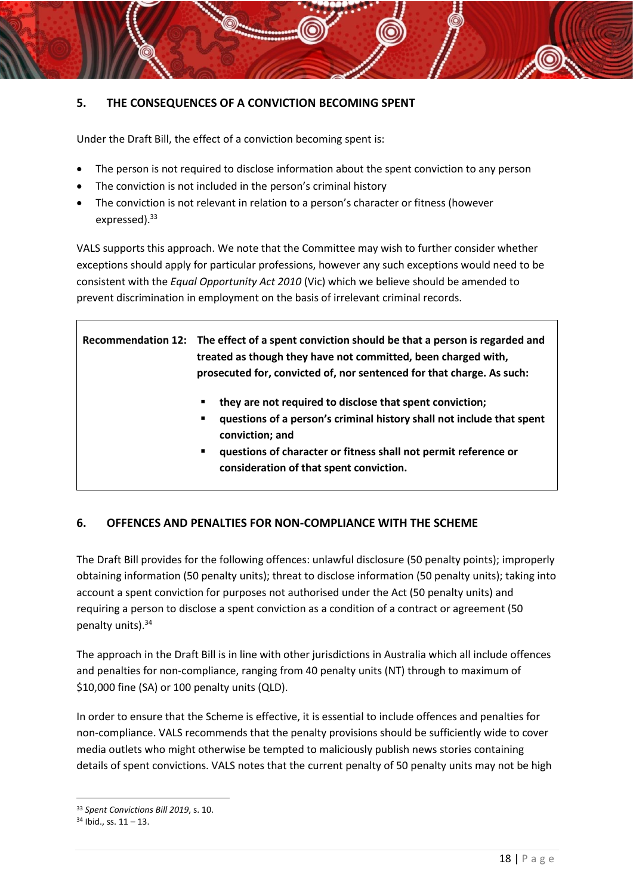## 5. THE CONSEQUENCES OF A CONVICTION BECOMING SPENT

Under the Draft Bill, the effect of a conviction becoming spent is:

- The person is not required to disclose information about the spent conviction to any person
- The conviction is not included in the person's criminal history
- The conviction is not relevant in relation to a person's character or fitness (however expressed).[33]

VALS supports this approach. We note that the Committee may wish to further consider whether exceptions should apply for particular professions, however any such exceptions would need to be consistent with the *Equal Opportunity Act 2010* (Vic) which we believe should be amended to prevent discrimination in employment on the basis of irrelevant criminal records.

> **Recommendation 12: The effect of a spent conviction should be that a person is regarded and treated as though they have not committed, been charged with, prosecuted for, convicted of, nor sentenced for that charge. As such:**
>
> - **they are not required to disclose that spent conviction;**
> - **questions of a person's criminal history shall not include that spent conviction; and**
> - **questions of character or fitness shall not permit reference or consideration of that spent conviction.**

## 6. OFFENCES AND PENALTIES FOR NON-COMPLIANCE WITH THE SCHEME

The Draft Bill provides for the following offences: unlawful disclosure (50 penalty points); improperly obtaining information (50 penalty units); threat to disclose information (50 penalty units); taking into account a spent conviction for purposes not authorised under the Act (50 penalty units) and requiring a person to disclose a spent conviction as a condition of a contract or agreement (50 penalty units).[34]

The approach in the Draft Bill is in line with other jurisdictions in Australia which all include offences and penalties for non-compliance, ranging from 40 penalty units (NT) through to maximum of $10,000 fine (SA) or 100 penalty units (QLD).

In order to ensure that the Scheme is effective, it is essential to include offences and penalties for non-compliance. VALS recommends that the penalty provisions should be sufficiently wide to cover media outlets who might otherwise be tempted to maliciously publish news stories containing details of spent convictions. VALS notes that the current penalty of 50 penalty units may not be high

---

[33] *Spent Convictions Bill 2019*, s. 10.

[34] Ibid., ss. 11 – 13.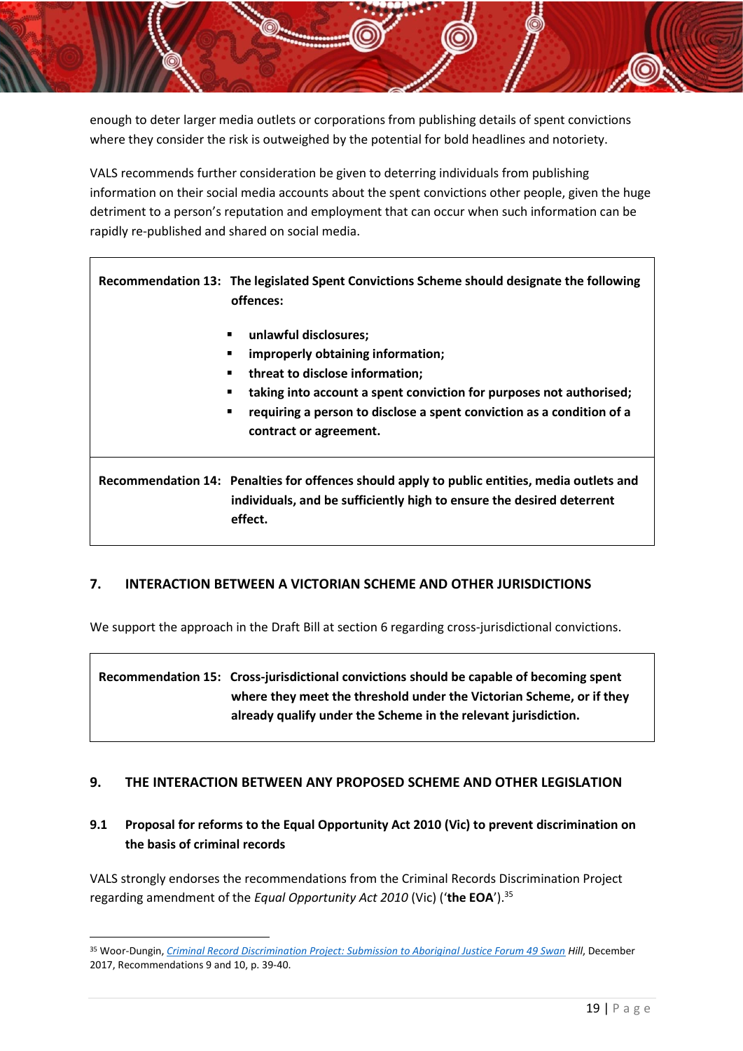enough to deter larger media outlets or corporations from publishing details of spent convictions where they consider the risk is outweighed by the potential for bold headlines and notoriety.

VALS recommends further consideration be given to deterring individuals from publishing information on their social media accounts about the spent convictions other people, given the huge detriment to a person's reputation and employment that can occur when such information can be rapidly re-published and shared on social media.

> **Recommendation 13: The legislated Spent Convictions Scheme should designate the following offences:**
>
> - **unlawful disclosures;**
> - **improperly obtaining information;**
> - **threat to disclose information;**
> - **taking into account a spent conviction for purposes not authorised;**
> - **requiring a person to disclose a spent conviction as a condition of a contract or agreement.**

> **Recommendation 14: Penalties for offences should apply to public entities, media outlets and individuals, and be sufficiently high to ensure the desired deterrent effect.**

## 7. INTERACTION BETWEEN A VICTORIAN SCHEME AND OTHER JURISDICTIONS

We support the approach in the Draft Bill at section 6 regarding cross-jurisdictional convictions.

> **Recommendation 15: Cross-jurisdictional convictions should be capable of becoming spent where they meet the threshold under the Victorian Scheme, or if they already qualify under the Scheme in the relevant jurisdiction.**

## 9. THE INTERACTION BETWEEN ANY PROPOSED SCHEME AND OTHER LEGISLATION

### 9.1 Proposal for reforms to the Equal Opportunity Act 2010 (Vic) to prevent discrimination on the basis of criminal records

VALS strongly endorses the recommendations from the Criminal Records Discrimination Project regarding amendment of the *Equal Opportunity Act 2010* (Vic) ('**the EOA**').[35]

---

[35] Woor-Dungin, *Criminal Record Discrimination Project: Submission to Aboriginal Justice Forum 49 Swan Hill*, December 2017, Recommendations 9 and 10, p. 39-40.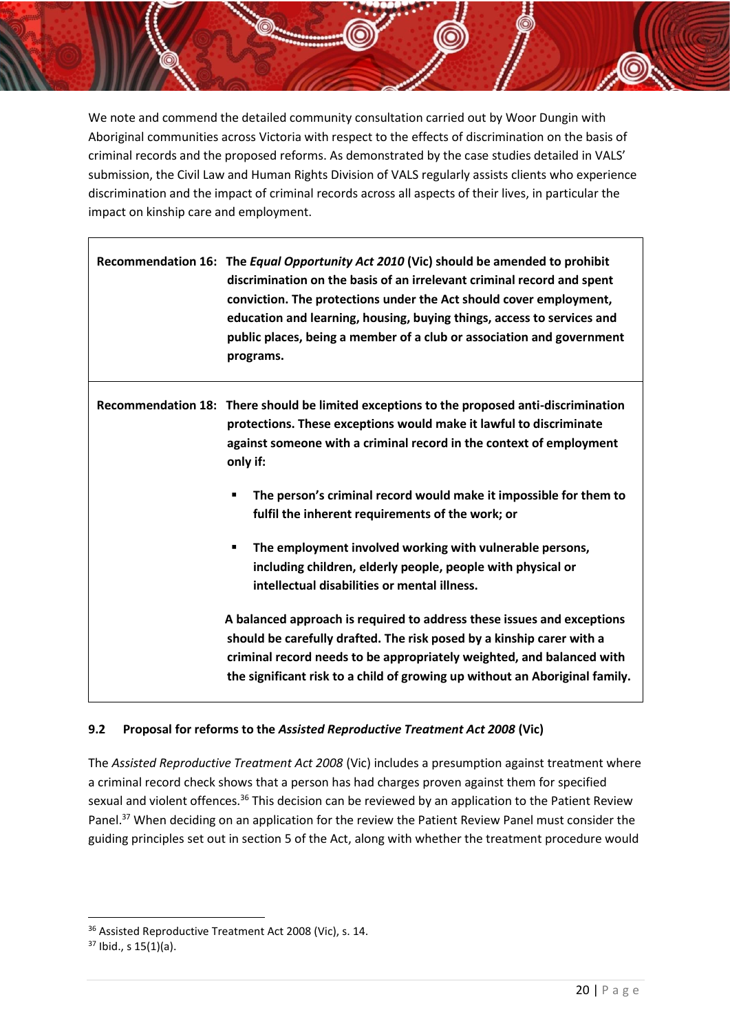We note and commend the detailed community consultation carried out by Woor Dungin with Aboriginal communities across Victoria with respect to the effects of discrimination on the basis of criminal records and the proposed reforms. As demonstrated by the case studies detailed in VALS' submission, the Civil Law and Human Rights Division of VALS regularly assists clients who experience discrimination and the impact of criminal records across all aspects of their lives, in particular the impact on kinship care and employment.

| | |
|---|---|
| **Recommendation 16:** | **The *Equal Opportunity Act 2010* (Vic) should be amended to prohibit discrimination on the basis of an irrelevant criminal record and spent conviction. The protections under the Act should cover employment, education and learning, housing, buying things, access to services and public places, being a member of a club or association and government programs.** |
| **Recommendation 18:** | **There should be limited exceptions to the proposed anti-discrimination protections. These exceptions would make it lawful to discriminate against someone with a criminal record in the context of employment only if:** <br> ▪ **The person's criminal record would make it impossible for them to fulfil the inherent requirements of the work; or** <br> ▪ **The employment involved working with vulnerable persons, including children, elderly people, people with physical or intellectual disabilities or mental illness.** <br><br> **A balanced approach is required to address these issues and exceptions should be carefully drafted. The risk posed by a kinship carer with a criminal record needs to be appropriately weighted, and balanced with the significant risk to a child of growing up without an Aboriginal family.** |

### 9.2 Proposal for reforms to the *Assisted Reproductive Treatment Act 2008* (Vic)

The *Assisted Reproductive Treatment Act 2008* (Vic) includes a presumption against treatment where a criminal record check shows that a person has had charges proven against them for specified sexual and violent offences.[36] This decision can be reviewed by an application to the Patient Review Panel.[37] When deciding on an application for the review the Patient Review Panel must consider the guiding principles set out in section 5 of the Act, along with whether the treatment procedure would

[36] Assisted Reproductive Treatment Act 2008 (Vic), s. 14.

[37] Ibid., s 15(1)(a).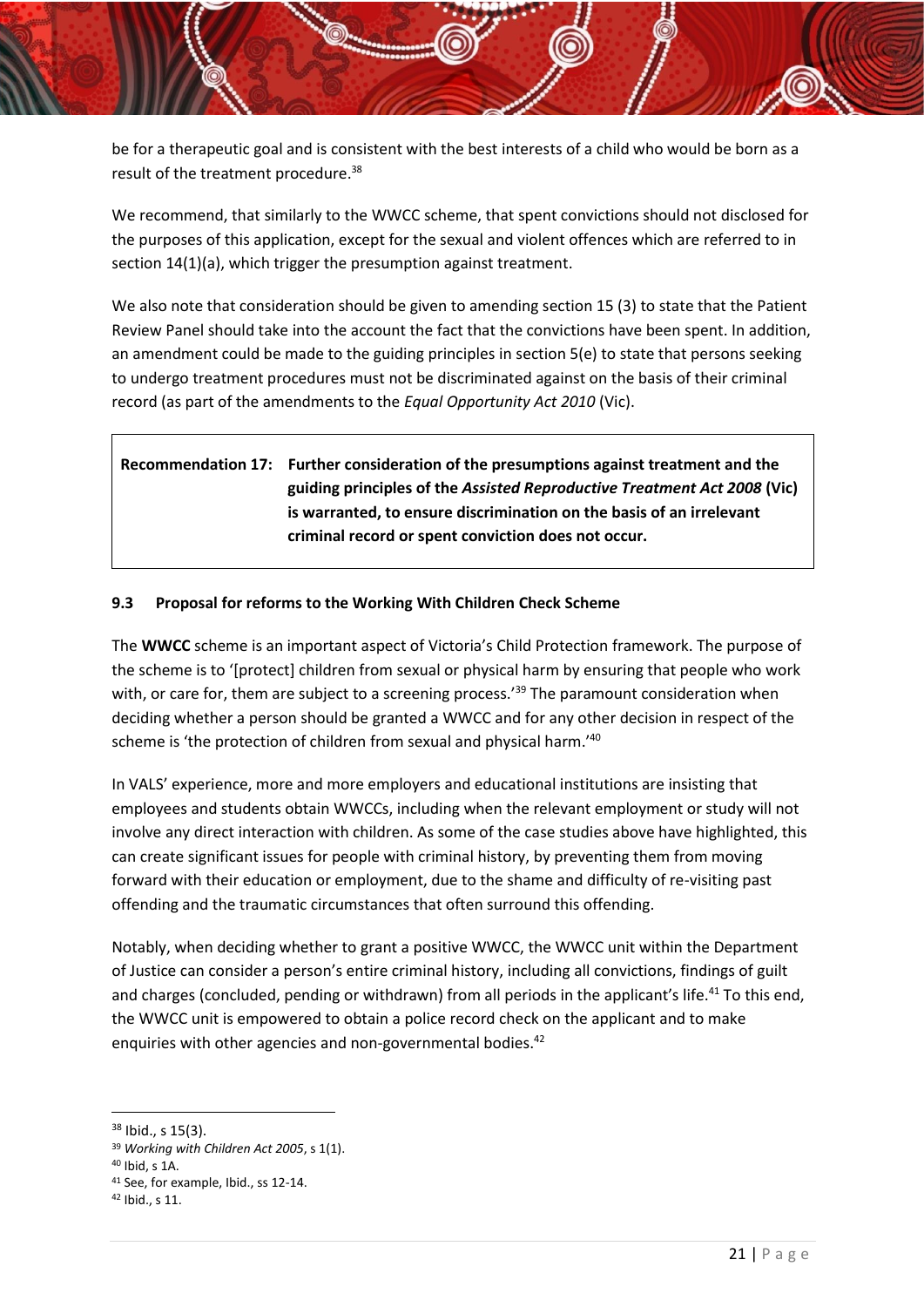be for a therapeutic goal and is consistent with the best interests of a child who would be born as a result of the treatment procedure.[38]

We recommend, that similarly to the WWCC scheme, that spent convictions should not disclosed for the purposes of this application, except for the sexual and violent offences which are referred to in section 14(1)(a), which trigger the presumption against treatment.

We also note that consideration should be given to amending section 15 (3) to state that the Patient Review Panel should take into the account the fact that the convictions have been spent. In addition, an amendment could be made to the guiding principles in section 5(e) to state that persons seeking to undergo treatment procedures must not be discriminated against on the basis of their criminal record (as part of the amendments to the *Equal Opportunity Act 2010* (Vic).

| **Recommendation 17:** | **Further consideration of the presumptions against treatment and the guiding principles of the *Assisted Reproductive Treatment Act 2008* (Vic) is warranted, to ensure discrimination on the basis of an irrelevant criminal record or spent conviction does not occur.** |
|---|---|

### 9.3 Proposal for reforms to the Working With Children Check Scheme

The **WWCC** scheme is an important aspect of Victoria's Child Protection framework. The purpose of the scheme is to '[protect] children from sexual or physical harm by ensuring that people who work with, or care for, them are subject to a screening process.'[39] The paramount consideration when deciding whether a person should be granted a WWCC and for any other decision in respect of the scheme is 'the protection of children from sexual and physical harm.'[40]

In VALS' experience, more and more employers and educational institutions are insisting that employees and students obtain WWCCs, including when the relevant employment or study will not involve any direct interaction with children. As some of the case studies above have highlighted, this can create significant issues for people with criminal history, by preventing them from moving forward with their education or employment, due to the shame and difficulty of re-visiting past offending and the traumatic circumstances that often surround this offending.

Notably, when deciding whether to grant a positive WWCC, the WWCC unit within the Department of Justice can consider a person's entire criminal history, including all convictions, findings of guilt and charges (concluded, pending or withdrawn) from all periods in the applicant's life.[41] To this end, the WWCC unit is empowered to obtain a police record check on the applicant and to make enquiries with other agencies and non-governmental bodies.[42]

---

[38] Ibid., s 15(3).

[39] *Working with Children Act 2005*, s 1(1).

[40] Ibid, s 1A.

[41] See, for example, Ibid., ss 12-14.

[42] Ibid., s 11.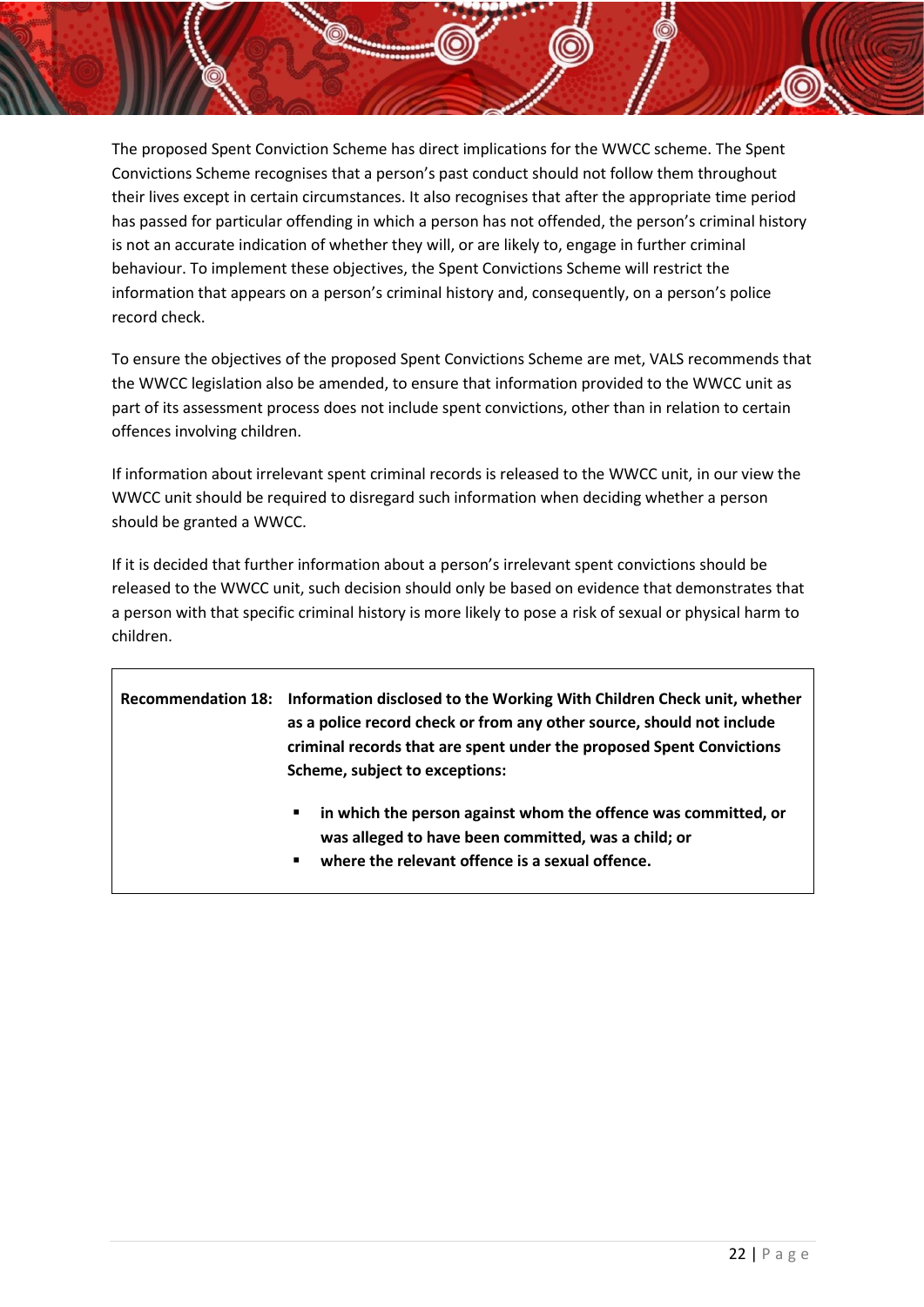The proposed Spent Conviction Scheme has direct implications for the WWCC scheme. The Spent Convictions Scheme recognises that a person's past conduct should not follow them throughout their lives except in certain circumstances. It also recognises that after the appropriate time period has passed for particular offending in which a person has not offended, the person's criminal history is not an accurate indication of whether they will, or are likely to, engage in further criminal behaviour. To implement these objectives, the Spent Convictions Scheme will restrict the information that appears on a person's criminal history and, consequently, on a person's police record check.

To ensure the objectives of the proposed Spent Convictions Scheme are met, VALS recommends that the WWCC legislation also be amended, to ensure that information provided to the WWCC unit as part of its assessment process does not include spent convictions, other than in relation to certain offences involving children.

If information about irrelevant spent criminal records is released to the WWCC unit, in our view the WWCC unit should be required to disregard such information when deciding whether a person should be granted a WWCC.

If it is decided that further information about a person's irrelevant spent convictions should be released to the WWCC unit, such decision should only be based on evidence that demonstrates that a person with that specific criminal history is more likely to pose a risk of sexual or physical harm to children.

**Recommendation 18: Information disclosed to the Working With Children Check unit, whether as a police record check or from any other source, should not include criminal records that are spent under the proposed Spent Convictions Scheme, subject to exceptions:**

- **in which the person against whom the offence was committed, or was alleged to have been committed, was a child; or**
- **where the relevant offence is a sexual offence.**